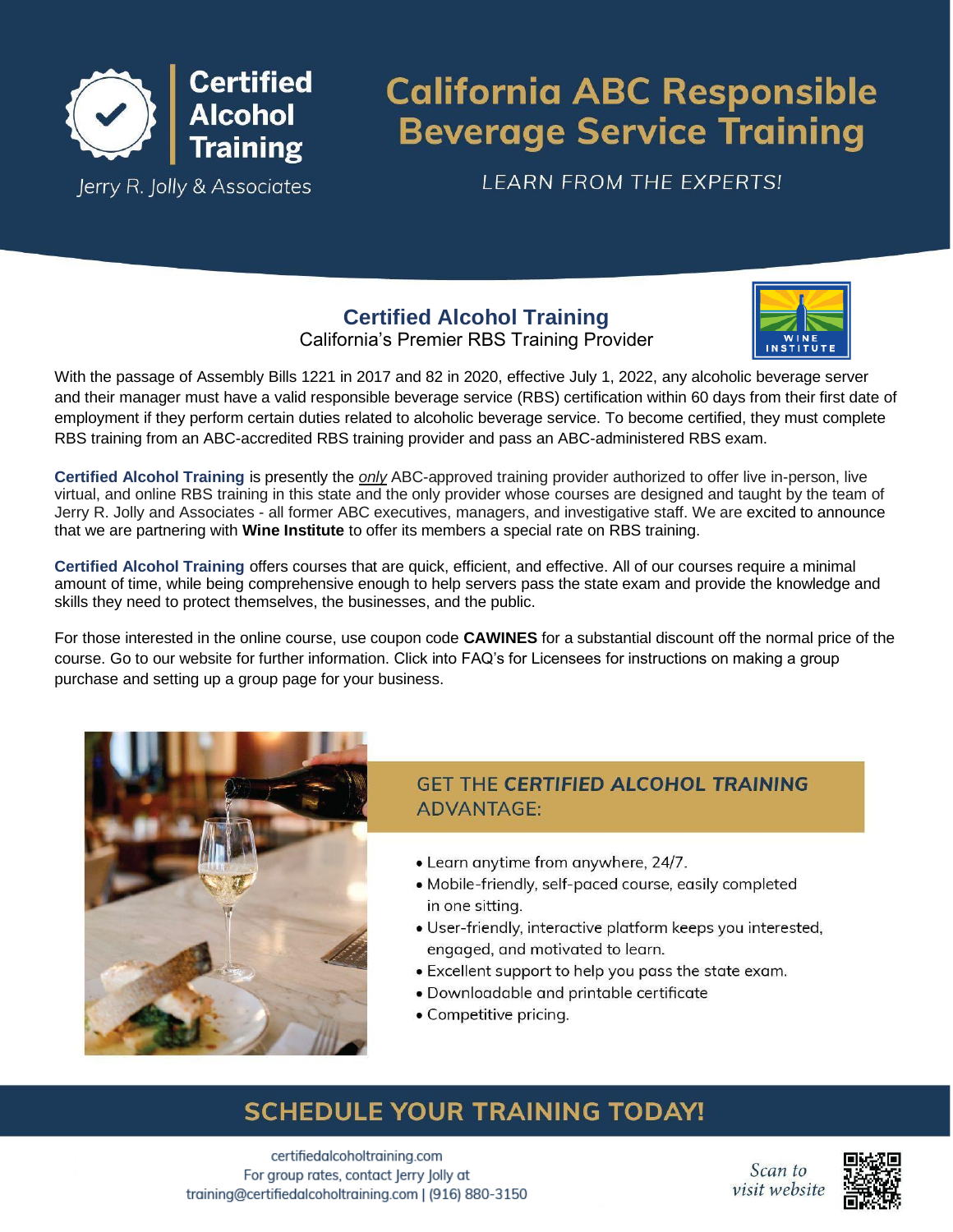Certified Alcohol Training

Jerry R. Jolly & Associates

# California ABC Responsible Beverage Service Training

LEARN FROM THE EXPERTS!

## Certified Alcohol Training

California's Premier RBS Training Provider

WINE INSTITUTE

With the passage of Assembly Bills 1221 in 2017 and 82 in 2020, effective July 1, 2022, any alcoholic beverage server and their manager must have a valid responsible beverage service (RBS) certification within 60 days from their first date of employment if they perform certain duties related to alcoholic beverage service. To become certified, they must complete RBS training from an ABC-accredited RBS training provider and pass an ABC-administered RBS exam.

**Certified Alcohol Training** is presently the *only* ABC-approved training provider authorized to offer live in-person, live virtual, and online RBS training in this state and the only provider whose courses are designed and taught by the team of Jerry R. Jolly and Associates - all former ABC executives, managers, and investigative staff. We are excited to announce that we are partnering with **Wine Institute** to offer its members a special rate on RBS training.

**Certified Alcohol Training** offers courses that are quick, efficient, and effective. All of our courses require a minimal amount of time, while being comprehensive enough to help servers pass the state exam and provide the knowledge and skills they need to protect themselves, the businesses, and the public.

For those interested in the online course, use coupon code **CAWINES** for a substantial discount off the normal price of the course. Go to our website for further information. Click into FAQ's for Licensees for instructions on making a group purchase and setting up a group page for your business.

### GET THE *CERTIFIED ALCOHOL TRAINING* ADVANTAGE:

- Learn anytime from anywhere, 24/7.
- Mobile-friendly, self-paced course, easily completed in one sitting.
- User-friendly, interactive platform keeps you interested, engaged, and motivated to learn.
- Excellent support to help you pass the state exam.
- Downloadable and printable certificate
- Competitive pricing.

## SCHEDULE YOUR TRAINING TODAY!

certifiedalcoholtraining.com
For group rates, contact Jerry Jolly at
training@certifiedalcoholtraining.com | (916) 880-3150

*Scan to visit website*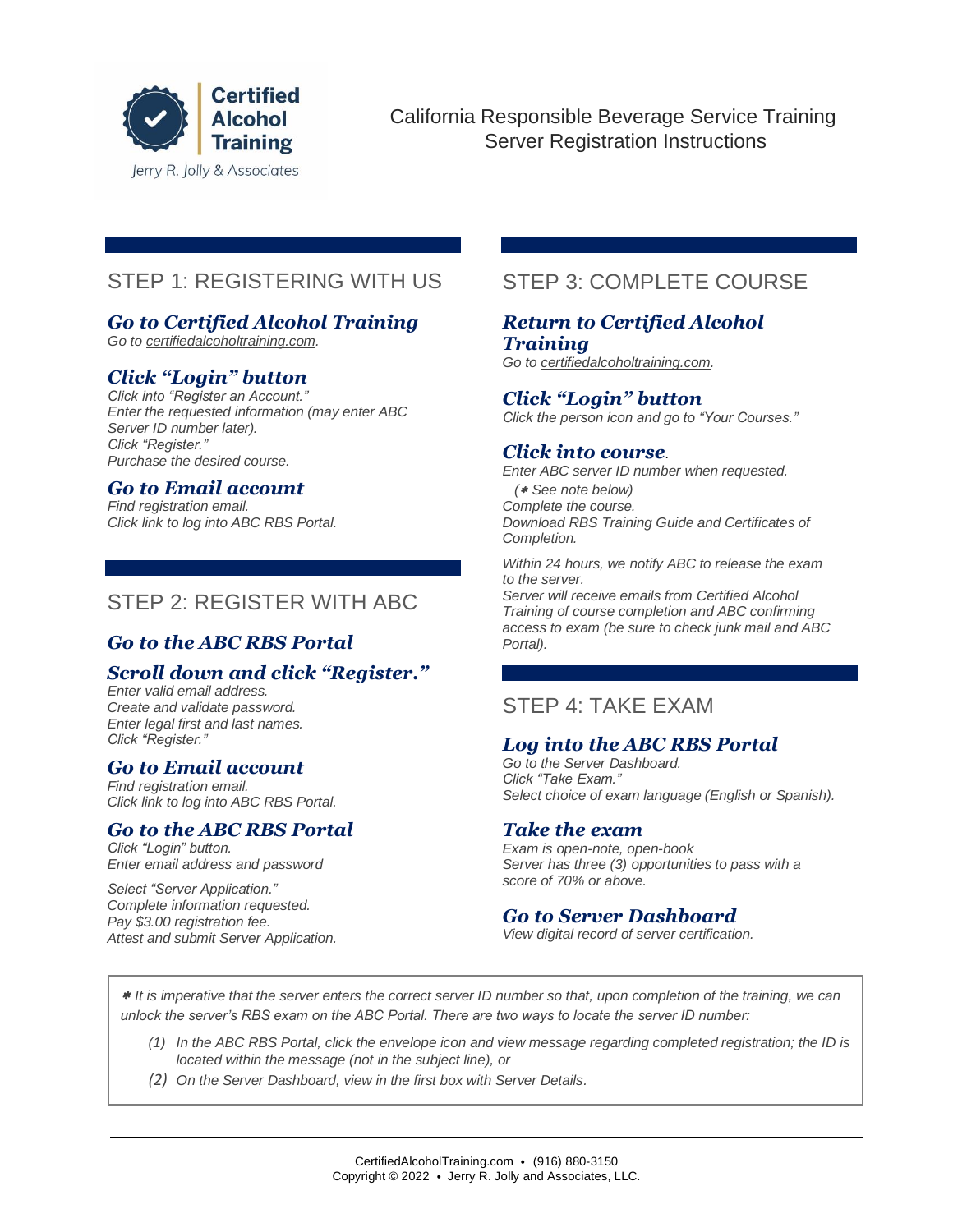Certified Alcohol Training

Jerry R. Jolly & Associates

# California Responsible Beverage Service Training
# Server Registration Instructions

## STEP 1: REGISTERING WITH US

### *Go to Certified Alcohol Training*

*Go to certifiedalcoholtraining.com.*

### *Click "Login" button*

*Click into "Register an Account."*
*Enter the requested information (may enter ABC Server ID number later).*
*Click "Register."*
*Purchase the desired course.*

### *Go to Email account*

*Find registration email.*
*Click link to log into ABC RBS Portal.*

## STEP 2: REGISTER WITH ABC

### *Go to the ABC RBS Portal*

### *Scroll down and click "Register."*

*Enter valid email address.*
*Create and validate password.*
*Enter legal first and last names.*
*Click "Register."*

### *Go to Email account*

*Find registration email.*
*Click link to log into ABC RBS Portal.*

### *Go to the ABC RBS Portal*

*Click "Login" button.*
*Enter email address and password*

*Select "Server Application."*
*Complete information requested.*
*Pay $3.00 registration fee.*
*Attest and submit Server Application.*

## STEP 3: COMPLETE COURSE

### *Return to Certified Alcohol Training*

*Go to certifiedalcoholtraining.com.*

### *Click "Login" button*

*Click the person icon and go to "Your Courses."*

### *Click into course.*

*Enter ABC server ID number when requested.*
*(✱ See note below)*
*Complete the course.*
*Download RBS Training Guide and Certificates of Completion.*

*Within 24 hours, we notify ABC to release the exam to the server.*
*Server will receive emails from Certified Alcohol Training of course completion and ABC confirming access to exam (be sure to check junk mail and ABC Portal).*

## STEP 4: TAKE EXAM

### *Log into the ABC RBS Portal*

*Go to the Server Dashboard.*
*Click "Take Exam."*
*Select choice of exam language (English or Spanish).*

### *Take the exam*

*Exam is open-note, open-book*
*Server has three (3) opportunities to pass with a score of 70% or above.*

### *Go to Server Dashboard*

*View digital record of server certification.*

---

*✱ It is imperative that the server enters the correct server ID number so that, upon completion of the training, we can unlock the server's RBS exam on the ABC Portal. There are two ways to locate the server ID number:*

1. *In the ABC RBS Portal, click the envelope icon and view message regarding completed registration; the ID is located within the message (not in the subject line), or*
2. *On the Server Dashboard, view in the first box with Server Details.*

---

CertifiedAlcoholTraining.com • (916) 880-3150
Copyright © 2022 • Jerry R. Jolly and Associates, LLC.